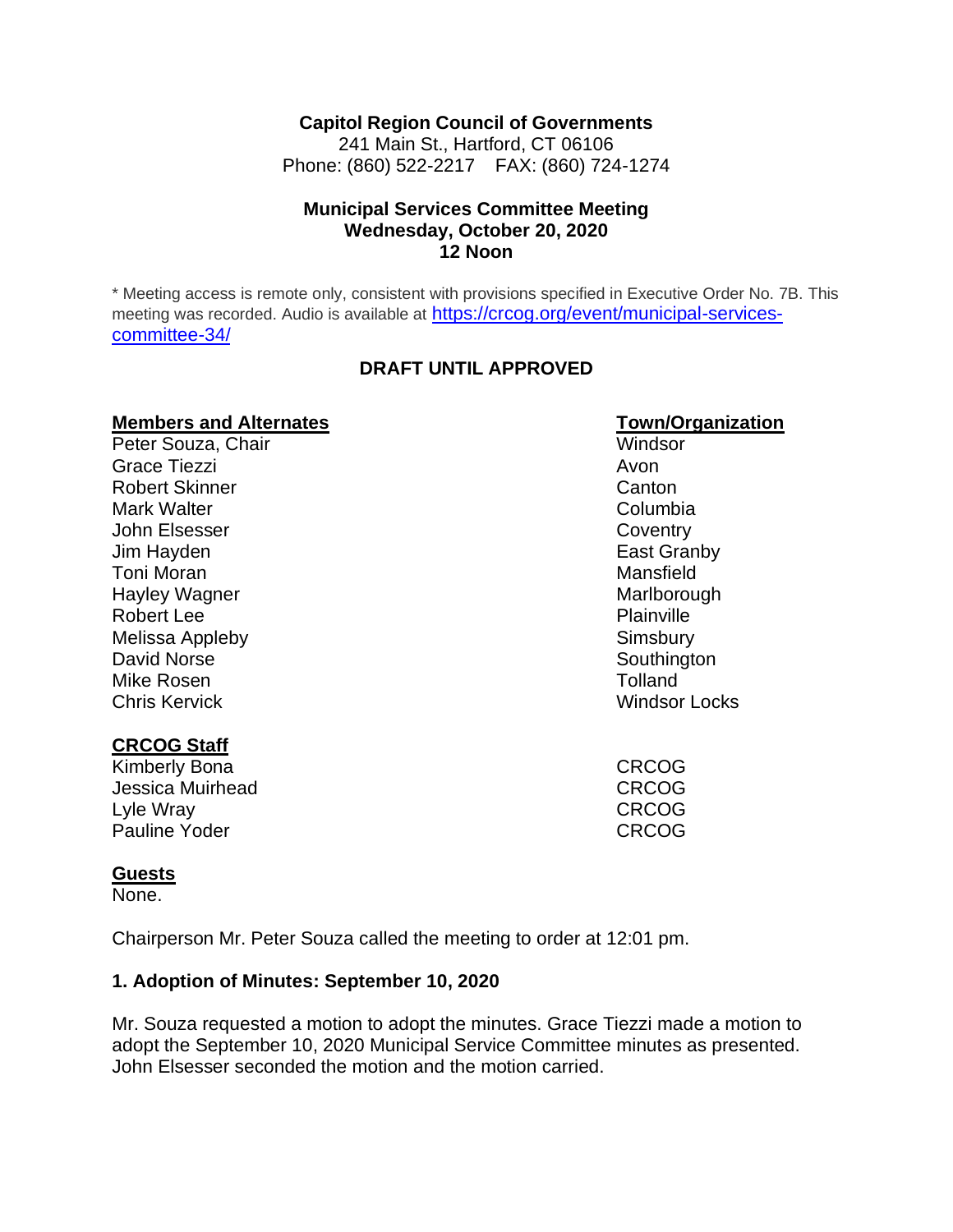**Capitol Region Council of Governments**
241 Main St., Hartford, CT 06106
Phone: (860) 522-2217 FAX: (860) 724-1274

**Municipal Services Committee Meeting**
**Wednesday, October 20, 2020**
**12 Noon**

\* Meeting access is remote only, consistent with provisions specified in Executive Order No. 7B. This meeting was recorded. Audio is available at [https://crcog.org/event/municipal-services-committee-34/](https://crcog.org/event/municipal-services-committee-34/)

**DRAFT UNTIL APPROVED**

| **Members and Alternates** | **Town/Organization** |
| --- | --- |
| Peter Souza, Chair | Windsor |
| Grace Tiezzi | Avon |
| Robert Skinner | Canton |
| Mark Walter | Columbia |
| John Elsesser | Coventry |
| Jim Hayden | East Granby |
| Toni Moran | Mansfield |
| Hayley Wagner | Marlborough |
| Robert Lee | Plainville |
| Melissa Appleby | Simsbury |
| David Norse | Southington |
| Mike Rosen | Tolland |
| Chris Kervick | Windsor Locks |

| **CRCOG Staff** | |
| --- | --- |
| Kimberly Bona | CRCOG |
| Jessica Muirhead | CRCOG |
| Lyle Wray | CRCOG |
| Pauline Yoder | CRCOG |

**Guests**
None.

Chairperson Mr. Peter Souza called the meeting to order at 12:01 pm.

### 1. Adoption of Minutes: September 10, 2020

Mr. Souza requested a motion to adopt the minutes. Grace Tiezzi made a motion to adopt the September 10, 2020 Municipal Service Committee minutes as presented. John Elsesser seconded the motion and the motion carried.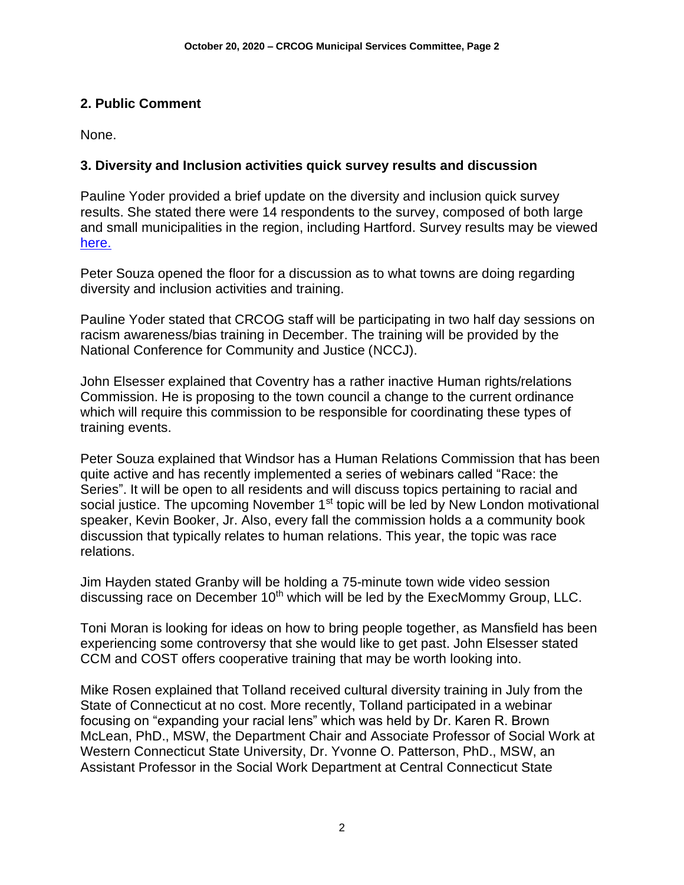## 2. Public Comment

None.

## 3. Diversity and Inclusion activities quick survey results and discussion

Pauline Yoder provided a brief update on the diversity and inclusion quick survey results. She stated there were 14 respondents to the survey, composed of both large and small municipalities in the region, including Hartford. Survey results may be viewed here.

Peter Souza opened the floor for a discussion as to what towns are doing regarding diversity and inclusion activities and training.

Pauline Yoder stated that CRCOG staff will be participating in two half day sessions on racism awareness/bias training in December. The training will be provided by the National Conference for Community and Justice (NCCJ).

John Elsesser explained that Coventry has a rather inactive Human rights/relations Commission. He is proposing to the town council a change to the current ordinance which will require this commission to be responsible for coordinating these types of training events.

Peter Souza explained that Windsor has a Human Relations Commission that has been quite active and has recently implemented a series of webinars called "Race: the Series". It will be open to all residents and will discuss topics pertaining to racial and social justice. The upcoming November 1st topic will be led by New London motivational speaker, Kevin Booker, Jr. Also, every fall the commission holds a a community book discussion that typically relates to human relations. This year, the topic was race relations.

Jim Hayden stated Granby will be holding a 75-minute town wide video session discussing race on December 10th which will be led by the ExecMommy Group, LLC.

Toni Moran is looking for ideas on how to bring people together, as Mansfield has been experiencing some controversy that she would like to get past. John Elsesser stated CCM and COST offers cooperative training that may be worth looking into.

Mike Rosen explained that Tolland received cultural diversity training in July from the State of Connecticut at no cost. More recently, Tolland participated in a webinar focusing on "expanding your racial lens" which was held by Dr. Karen R. Brown McLean, PhD., MSW, the Department Chair and Associate Professor of Social Work at Western Connecticut State University, Dr. Yvonne O. Patterson, PhD., MSW, an Assistant Professor in the Social Work Department at Central Connecticut State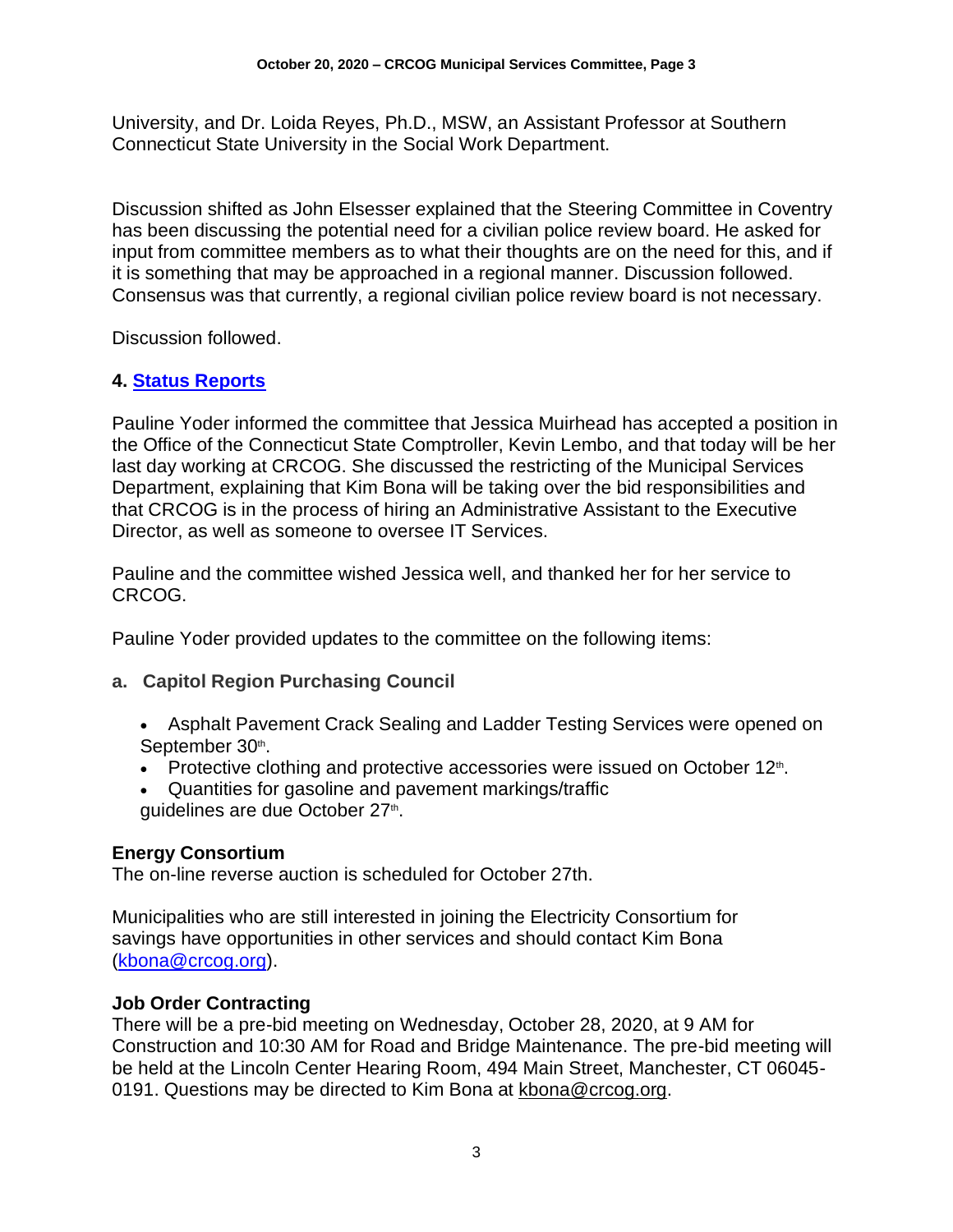University, and Dr. Loida Reyes, Ph.D., MSW, an Assistant Professor at Southern Connecticut State University in the Social Work Department.

Discussion shifted as John Elsesser explained that the Steering Committee in Coventry has been discussing the potential need for a civilian police review board. He asked for input from committee members as to what their thoughts are on the need for this, and if it is something that may be approached in a regional manner. Discussion followed. Consensus was that currently, a regional civilian police review board is not necessary.

Discussion followed.

## 4. Status Reports

Pauline Yoder informed the committee that Jessica Muirhead has accepted a position in the Office of the Connecticut State Comptroller, Kevin Lembo, and that today will be her last day working at CRCOG. She discussed the restricting of the Municipal Services Department, explaining that Kim Bona will be taking over the bid responsibilities and that CRCOG is in the process of hiring an Administrative Assistant to the Executive Director, as well as someone to oversee IT Services.

Pauline and the committee wished Jessica well, and thanked her for her service to CRCOG.

Pauline Yoder provided updates to the committee on the following items:

**a. Capitol Region Purchasing Council**

- Asphalt Pavement Crack Sealing and Ladder Testing Services were opened on September 30th.
- Protective clothing and protective accessories were issued on October 12th.
- Quantities for gasoline and pavement markings/traffic guidelines are due October 27th.

**Energy Consortium**

The on-line reverse auction is scheduled for October 27th.

Municipalities who are still interested in joining the Electricity Consortium for savings have opportunities in other services and should contact Kim Bona (kbona@crcog.org).

**Job Order Contracting**

There will be a pre-bid meeting on Wednesday, October 28, 2020, at 9 AM for Construction and 10:30 AM for Road and Bridge Maintenance. The pre-bid meeting will be held at the Lincoln Center Hearing Room, 494 Main Street, Manchester, CT 06045-0191. Questions may be directed to Kim Bona at kbona@crcog.org.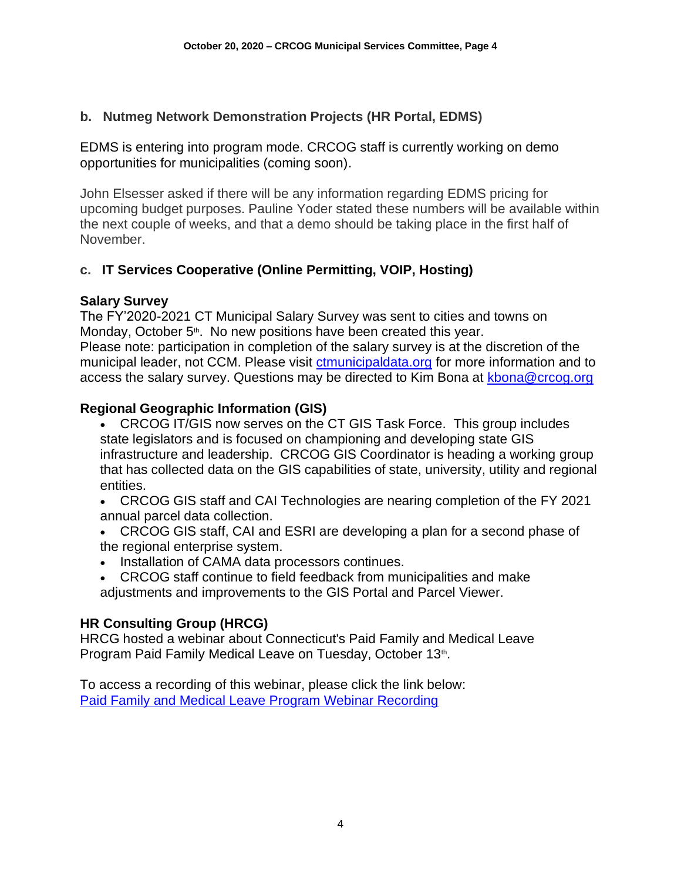**b. Nutmeg Network Demonstration Projects (HR Portal, EDMS)**

EDMS is entering into program mode. CRCOG staff is currently working on demo opportunities for municipalities (coming soon).

John Elsesser asked if there will be any information regarding EDMS pricing for upcoming budget purposes. Pauline Yoder stated these numbers will be available within the next couple of weeks, and that a demo should be taking place in the first half of November.

**c. IT Services Cooperative (Online Permitting, VOIP, Hosting)**

**Salary Survey**

The FY'2020-2021 CT Municipal Salary Survey was sent to cities and towns on Monday, October 5th. No new positions have been created this year.
Please note: participation in completion of the salary survey is at the discretion of the municipal leader, not CCM. Please visit ctmunicipaldata.org for more information and to access the salary survey. Questions may be directed to Kim Bona at kbona@crcog.org

**Regional Geographic Information (GIS)**

- CRCOG IT/GIS now serves on the CT GIS Task Force. This group includes state legislators and is focused on championing and developing state GIS infrastructure and leadership. CRCOG GIS Coordinator is heading a working group that has collected data on the GIS capabilities of state, university, utility and regional entities.
- CRCOG GIS staff and CAI Technologies are nearing completion of the FY 2021 annual parcel data collection.
- CRCOG GIS staff, CAI and ESRI are developing a plan for a second phase of the regional enterprise system.
- Installation of CAMA data processors continues.
- CRCOG staff continue to field feedback from municipalities and make adjustments and improvements to the GIS Portal and Parcel Viewer.

**HR Consulting Group (HRCG)**

HRCG hosted a webinar about Connecticut's Paid Family and Medical Leave Program Paid Family Medical Leave on Tuesday, October 13th.

To access a recording of this webinar, please click the link below:
Paid Family and Medical Leave Program Webinar Recording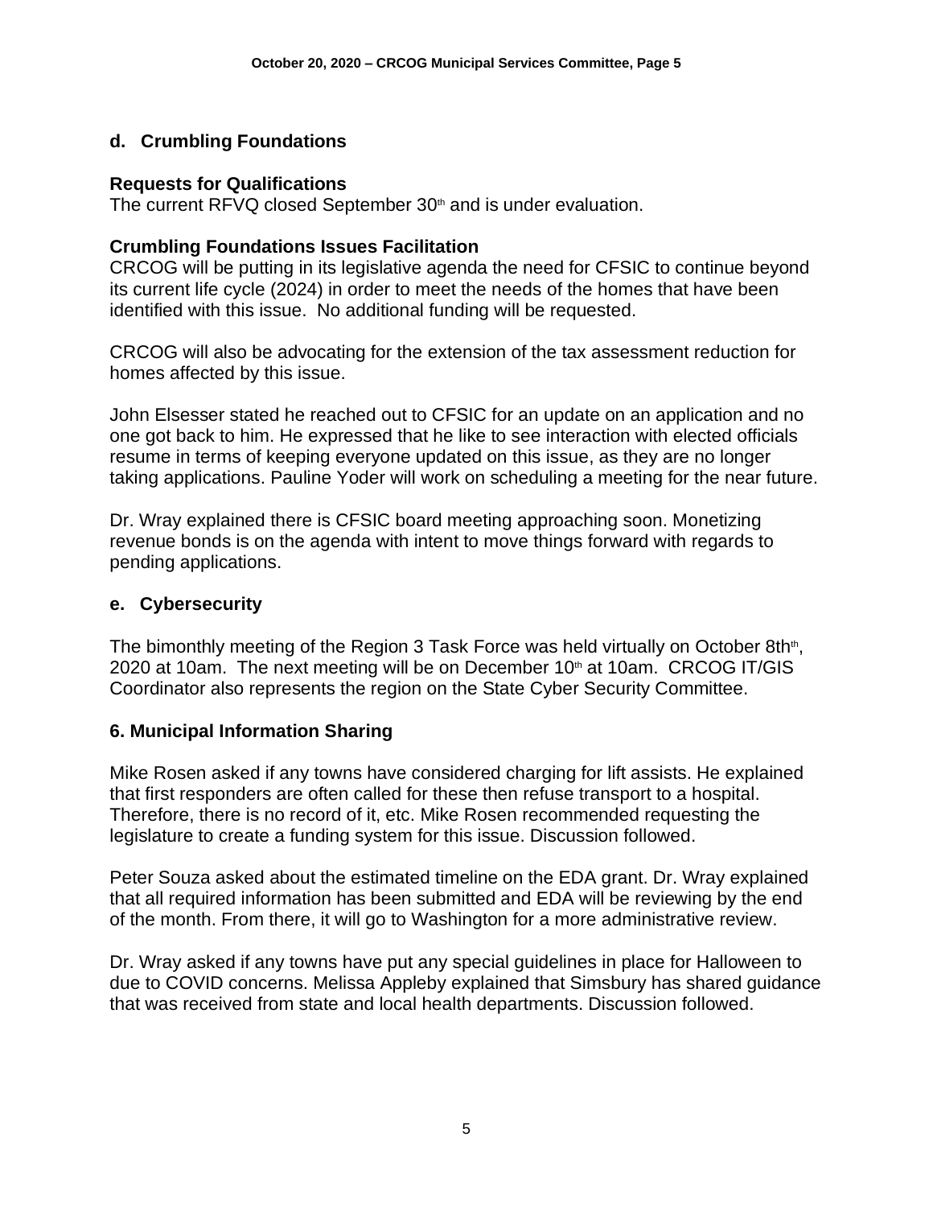## d. Crumbling Foundations

### Requests for Qualifications

The current RFVQ closed September 30th and is under evaluation.

### Crumbling Foundations Issues Facilitation

CRCOG will be putting in its legislative agenda the need for CFSIC to continue beyond its current life cycle (2024) in order to meet the needs of the homes that have been identified with this issue. No additional funding will be requested.

CRCOG will also be advocating for the extension of the tax assessment reduction for homes affected by this issue.

John Elsesser stated he reached out to CFSIC for an update on an application and no one got back to him. He expressed that he like to see interaction with elected officials resume in terms of keeping everyone updated on this issue, as they are no longer taking applications. Pauline Yoder will work on scheduling a meeting for the near future.

Dr. Wray explained there is CFSIC board meeting approaching soon. Monetizing revenue bonds is on the agenda with intent to move things forward with regards to pending applications.

## e. Cybersecurity

The bimonthly meeting of the Region 3 Task Force was held virtually on October 8thth, 2020 at 10am. The next meeting will be on December 10th at 10am. CRCOG IT/GIS Coordinator also represents the region on the State Cyber Security Committee.

## 6. Municipal Information Sharing

Mike Rosen asked if any towns have considered charging for lift assists. He explained that first responders are often called for these then refuse transport to a hospital. Therefore, there is no record of it, etc. Mike Rosen recommended requesting the legislature to create a funding system for this issue. Discussion followed.

Peter Souza asked about the estimated timeline on the EDA grant. Dr. Wray explained that all required information has been submitted and EDA will be reviewing by the end of the month. From there, it will go to Washington for a more administrative review.

Dr. Wray asked if any towns have put any special guidelines in place for Halloween to due to COVID concerns. Melissa Appleby explained that Simsbury has shared guidance that was received from state and local health departments. Discussion followed.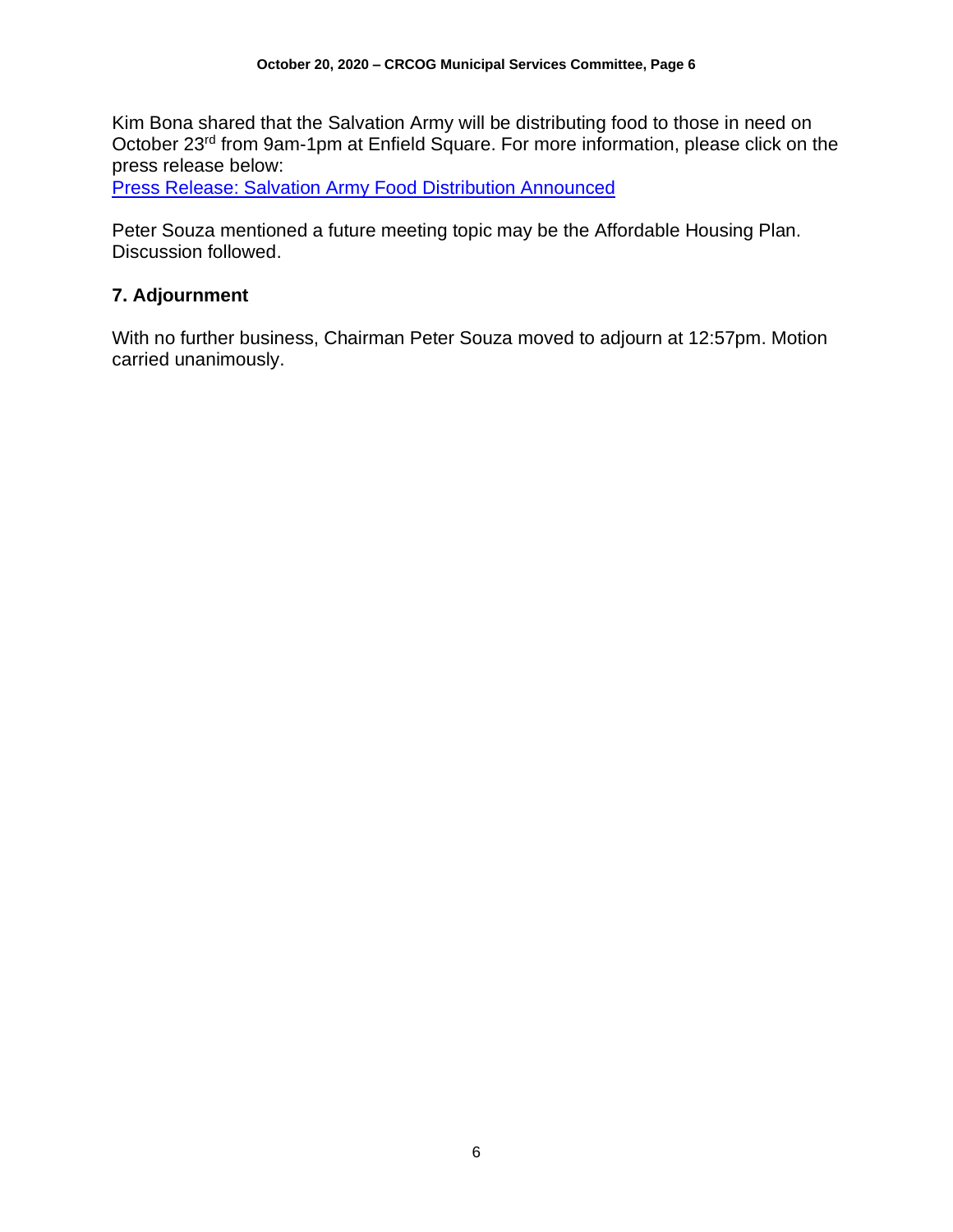Kim Bona shared that the Salvation Army will be distributing food to those in need on October 23rd from 9am-1pm at Enfield Square. For more information, please click on the press release below:
Press Release: Salvation Army Food Distribution Announced

Peter Souza mentioned a future meeting topic may be the Affordable Housing Plan. Discussion followed.

## 7. Adjournment

With no further business, Chairman Peter Souza moved to adjourn at 12:57pm. Motion carried unanimously.